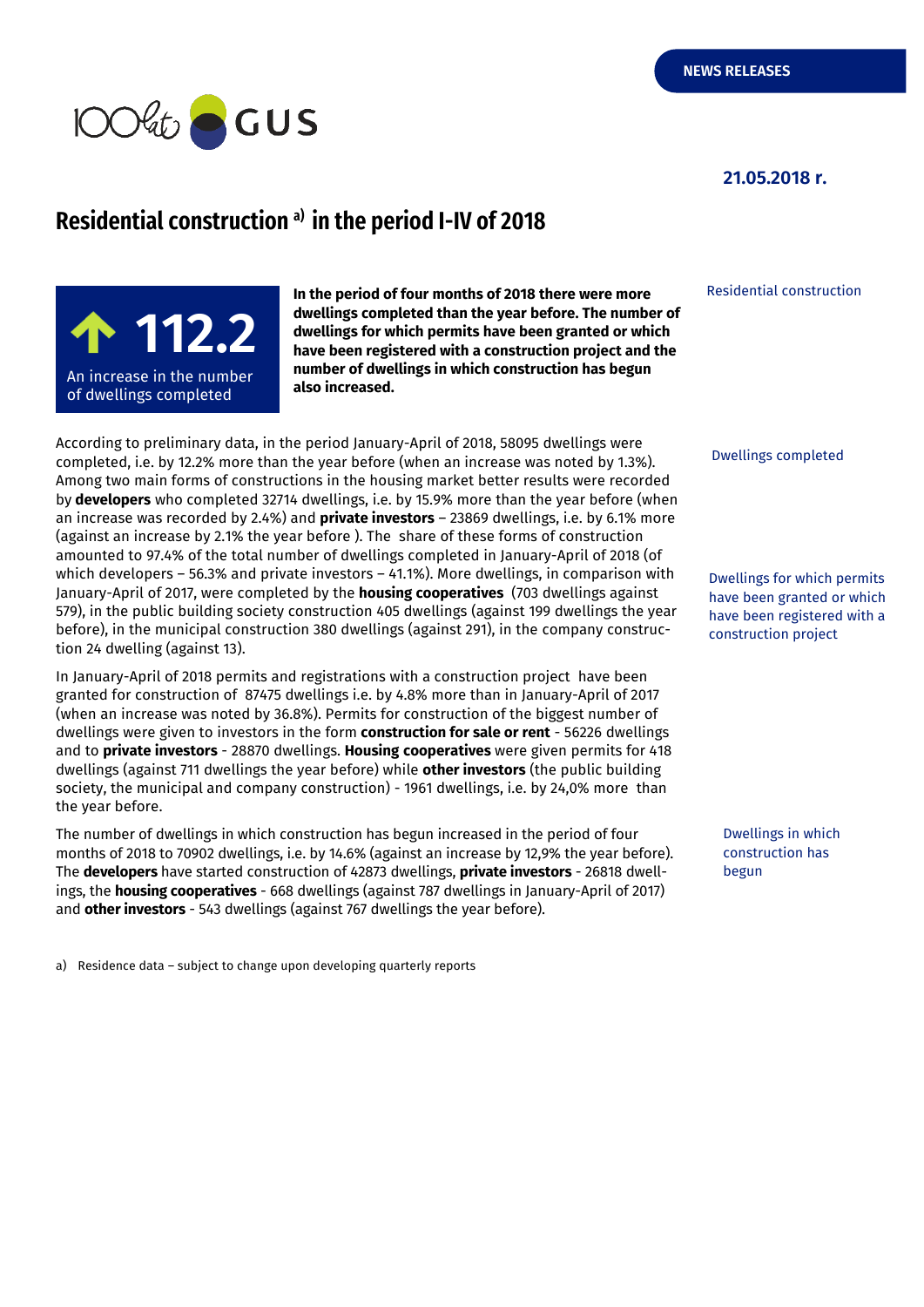NEWS RELEASES

21.05.2018 r.

# Residential construction [a] in the period I-IV of 2018

**112.2**

An increase in the number of dwellings completed

**In the period of four months of 2018 there were more dwellings completed than the year before. The number of dwellings for which permits have been granted or which have been registered with a construction project and the number of dwellings in which construction has begun also increased.**

Residential construction

Dwellings completed

According to preliminary data, in the period January-April of 2018, 58095 dwellings were completed, i.e. by 12.2% more than the year before (when an increase was noted by 1.3%). Among two main forms of constructions in the housing market better results were recorded by **developers** who completed 32714 dwellings, i.e. by 15.9% more than the year before (when an increase was recorded by 2.4%) and **private investors** – 23869 dwellings, i.e. by 6.1% more (against an increase by 2.1% the year before ). The share of these forms of construction amounted to 97.4% of the total number of dwellings completed in January-April of 2018 (of which developers – 56.3% and private investors – 41.1%). More dwellings, in comparison with January-April of 2017, were completed by the **housing cooperatives** (703 dwellings against 579), in the public building society construction 405 dwellings (against 199 dwellings the year before), in the municipal construction 380 dwellings (against 291), in the company construction 24 dwelling (against 13).

Dwellings for which permits have been granted or which have been registered with a construction project

In January-April of 2018 permits and registrations with a construction project have been granted for construction of 87475 dwellings i.e. by 4.8% more than in January-April of 2017 (when an increase was noted by 36.8%). Permits for construction of the biggest number of dwellings were given to investors in the form **construction for sale or rent** - 56226 dwellings and to **private investors** - 28870 dwellings. **Housing cooperatives** were given permits for 418 dwellings (against 711 dwellings the year before) while **other investors** (the public building society, the municipal and company construction) - 1961 dwellings, i.e. by 24,0% more than the year before.

Dwellings in which construction has begun

The number of dwellings in which construction has begun increased in the period of four months of 2018 to 70902 dwellings, i.e. by 14.6% (against an increase by 12,9% the year before). The **developers** have started construction of 42873 dwellings, **private investors** - 26818 dwellings, the **housing cooperatives** - 668 dwellings (against 787 dwellings in January-April of 2017) and **other investors** - 543 dwellings (against 767 dwellings the year before).

a) Residence data – subject to change upon developing quarterly reports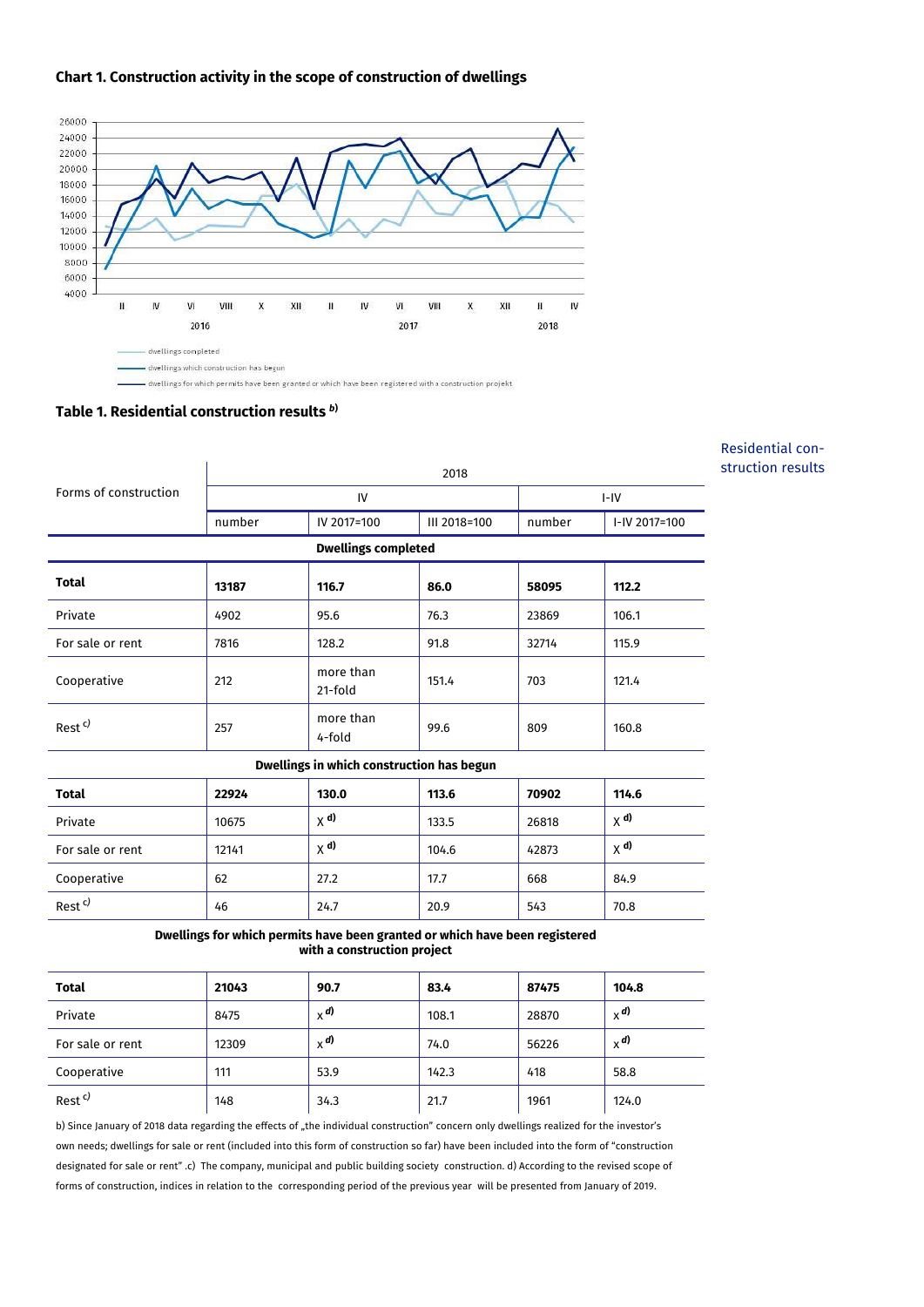**Chart 1. Construction activity in the scope of construction of dwellings**

26000
24000
22000
20000
18000
16000
14000
12000
10000
8000
6000
4000

II IV VI VIII X XII II IV VI VIII X XII II IV

2016 2017 2018

- dwellings completed
- dwellings which construction has begun
- dwellings for which permits have been granted or which have been registered with a construction projekt

**Table 1. Residential construction results [b)]**

Residential construction results

| Forms of construction | 2018 | | | | |
|---|---|---|---|---|---|
| | IV | | | I-IV | |
| | number | IV 2017=100 | III 2018=100 | number | I-IV 2017=100 |
| **Dwellings completed** | | | | | |
| **Total** | **13187** | **116.7** | **86.0** | **58095** | **112.2** |
| Private | 4902 | 95.6 | 76.3 | 23869 | 106.1 |
| For sale or rent | 7816 | 128.2 | 91.8 | 32714 | 115.9 |
| Cooperative | 212 | more than 21-fold | 151.4 | 703 | 121.4 |
| Rest [c)] | 257 | more than 4-fold | 99.6 | 809 | 160.8 |
| **Dwellings in which construction has begun** | | | | | |
| **Total** | **22924** | **130.0** | **113.6** | **70902** | **114.6** |
| Private | 10675 | x [d)] | 133.5 | 26818 | x [d)] |
| For sale or rent | 12141 | x [d)] | 104.6 | 42873 | x [d)] |
| Cooperative | 62 | 27.2 | 17.7 | 668 | 84.9 |
| Rest [c)] | 46 | 24.7 | 20.9 | 543 | 70.8 |
| **Dwellings for which permits have been granted or which have been registered with a construction project** | | | | | |
| **Total** | **21043** | **90.7** | **83.4** | **87475** | **104.8** |
| Private | 8475 | x [d)] | 108.1 | 28870 | x [d)] |
| For sale or rent | 12309 | x [d)] | 74.0 | 56226 | x [d)] |
| Cooperative | 111 | 53.9 | 142.3 | 418 | 58.8 |
| Rest [c)] | 148 | 34.3 | 21.7 | 1961 | 124.0 |

b) Since January of 2018 data regarding the effects of „the individual construction" concern only dwellings realized for the investor's own needs; dwellings for sale or rent (included into this form of construction so far) have been included into the form of "construction designated for sale or rent" .c) The company, municipal and public building society construction. d) According to the revised scope of forms of construction, indices in relation to the corresponding period of the previous year will be presented from January of 2019.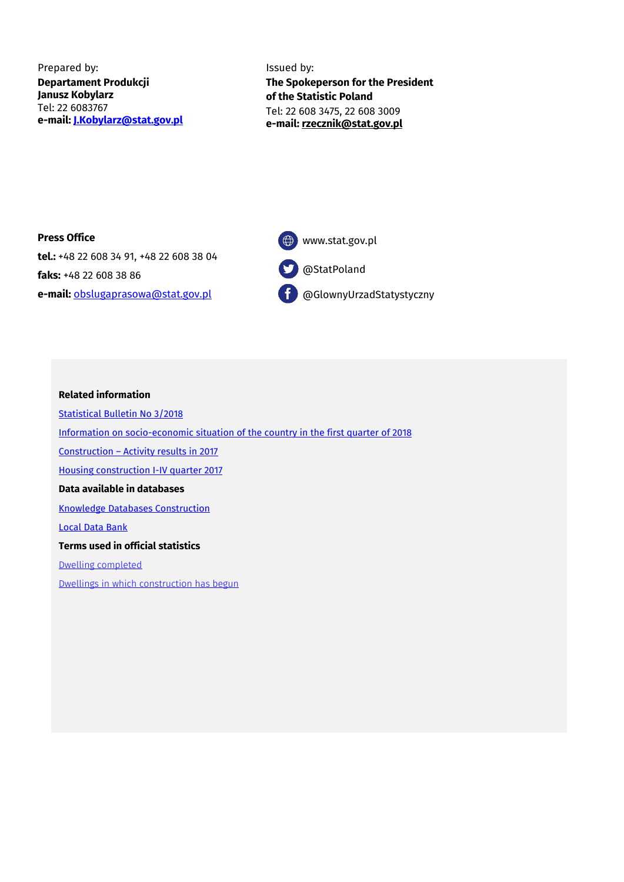Prepared by:
**Departament Produkcji**
**Janusz Kobylarz**
Tel: 22 6083767
**e-mail: J.Kobylarz@stat.gov.pl**

Issued by:
**The Spokeperson for the President of the Statistic Poland**
Tel: 22 608 3475, 22 608 3009
**e-mail: rzecznik@stat.gov.pl**

**Press Office**

**tel.:** +48 22 608 34 91, +48 22 608 38 04

**faks:** +48 22 608 38 86

**e-mail:** obslugaprasowa@stat.gov.pl

www.stat.gov.pl

@StatPoland

@GlownyUrzadStatystyczny

**Related information**

Statistical Bulletin No 3/2018

Information on socio-economic situation of the country in the first quarter of 2018

Construction – Activity results in 2017

Housing construction I-IV quarter 2017

**Data available in databases**

Knowledge Databases Construction

Local Data Bank

**Terms used in official statistics**

Dwelling completed

Dwellings in which construction has begun